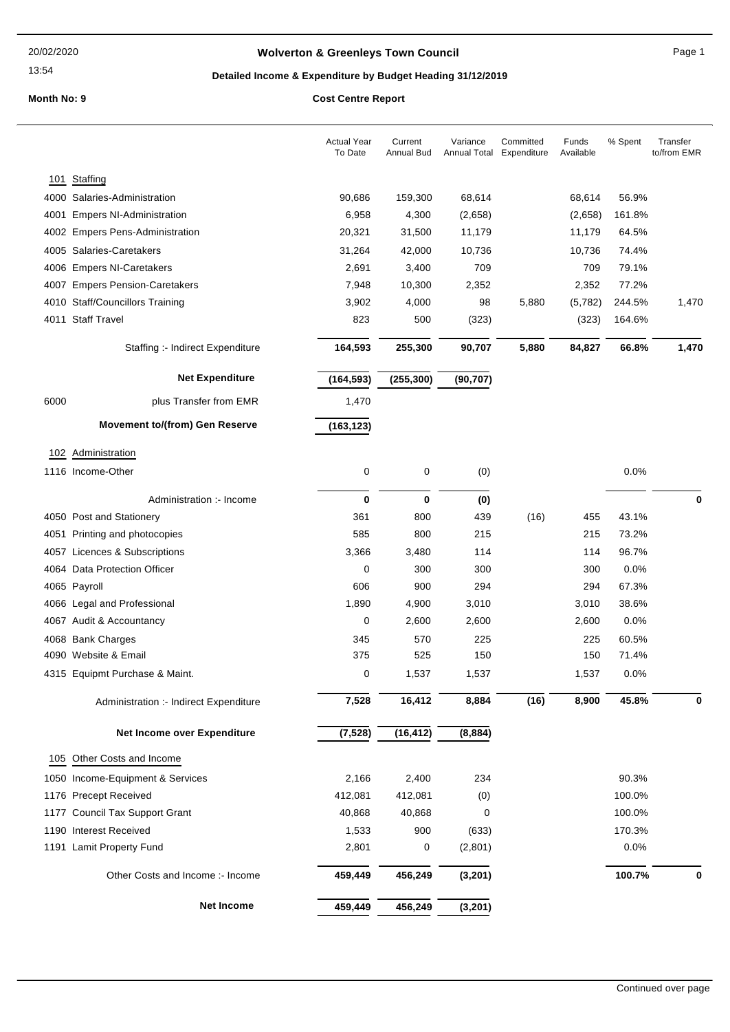# Wolverton & Greenleys Town Council

## Detailed Income & Expenditure by Budget Heading 31/12/2019

**Month No: 9** **Cost Centre Report**

| | Actual Year To Date | Current Annual Bud | Variance Annual Total | Committed Expenditure | Funds Available | % Spent | Transfer to/from EMR |
|---|---|---|---|---|---|---|---|
| **101 Staffing** | | | | | | | |
| 4000 Salaries-Administration | 90,686 | 159,300 | 68,614 | | 68,614 | 56.9% | |
| 4001 Empers NI-Administration | 6,958 | 4,300 | (2,658) | | (2,658) | 161.8% | |
| 4002 Empers Pens-Administration | 20,321 | 31,500 | 11,179 | | 11,179 | 64.5% | |
| 4005 Salaries-Caretakers | 31,264 | 42,000 | 10,736 | | 10,736 | 74.4% | |
| 4006 Empers NI-Caretakers | 2,691 | 3,400 | 709 | | 709 | 79.1% | |
| 4007 Empers Pension-Caretakers | 7,948 | 10,300 | 2,352 | | 2,352 | 77.2% | |
| 4010 Staff/Councillors Training | 3,902 | 4,000 | 98 | 5,880 | (5,782) | 244.5% | 1,470 |
| 4011 Staff Travel | 823 | 500 | (323) | | (323) | 164.6% | |
| Staffing :- Indirect Expenditure | **164,593** | **255,300** | **90,707** | **5,880** | **84,827** | **66.8%** | **1,470** |
| **Net Expenditure** | **(164,593)** | **(255,300)** | **(90,707)** | | | | |
| 6000 plus Transfer from EMR | 1,470 | | | | | | |
| **Movement to/(from) Gen Reserve** | **(163,123)** | | | | | | |
| **102 Administration** | | | | | | | |
| 1116 Income-Other | 0 | 0 | (0) | | | 0.0% | |
| Administration :- Income | **0** | **0** | **(0)** | | | | **0** |
| 4050 Post and Stationery | 361 | 800 | 439 | (16) | 455 | 43.1% | |
| 4051 Printing and photocopies | 585 | 800 | 215 | | 215 | 73.2% | |
| 4057 Licences & Subscriptions | 3,366 | 3,480 | 114 | | 114 | 96.7% | |
| 4064 Data Protection Officer | 0 | 300 | 300 | | 300 | 0.0% | |
| 4065 Payroll | 606 | 900 | 294 | | 294 | 67.3% | |
| 4066 Legal and Professional | 1,890 | 4,900 | 3,010 | | 3,010 | 38.6% | |
| 4067 Audit & Accountancy | 0 | 2,600 | 2,600 | | 2,600 | 0.0% | |
| 4068 Bank Charges | 345 | 570 | 225 | | 225 | 60.5% | |
| 4090 Website & Email | 375 | 525 | 150 | | 150 | 71.4% | |
| 4315 Equipmt Purchase & Maint. | 0 | 1,537 | 1,537 | | 1,537 | 0.0% | |
| Administration :- Indirect Expenditure | **7,528** | **16,412** | **8,884** | **(16)** | **8,900** | **45.8%** | **0** |
| **Net Income over Expenditure** | **(7,528)** | **(16,412)** | **(8,884)** | | | | |
| **105 Other Costs and Income** | | | | | | | |
| 1050 Income-Equipment & Services | 2,166 | 2,400 | 234 | | | 90.3% | |
| 1176 Precept Received | 412,081 | 412,081 | (0) | | | 100.0% | |
| 1177 Council Tax Support Grant | 40,868 | 40,868 | 0 | | | 100.0% | |
| 1190 Interest Received | 1,533 | 900 | (633) | | | 170.3% | |
| 1191 Lamit Property Fund | 2,801 | 0 | (2,801) | | | 0.0% | |
| Other Costs and Income :- Income | **459,449** | **456,249** | **(3,201)** | | | **100.7%** | **0** |
| **Net Income** | **459,449** | **456,249** | **(3,201)** | | | | |

Continued over page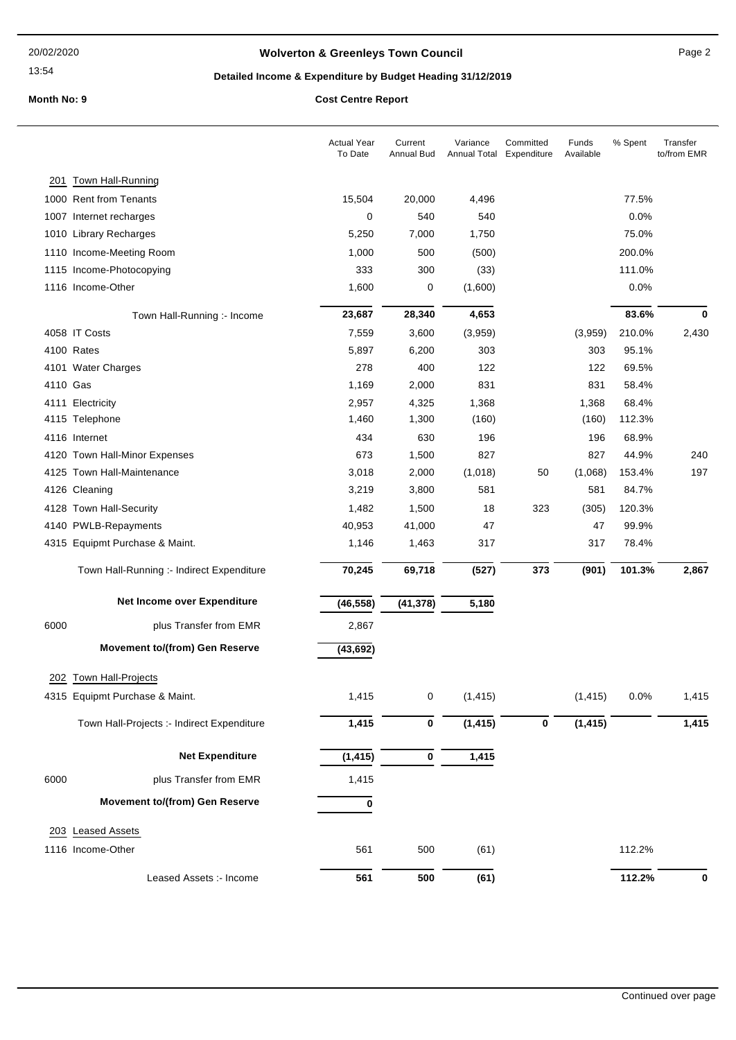**Wolverton & Greenleys Town Council**

**Detailed Income & Expenditure by Budget Heading 31/12/2019**

**Month No: 9** **Cost Centre Report**

| | Actual Year To Date | Current Annual Bud | Variance Annual Total | Committed Expenditure | Funds Available | % Spent | Transfer to/from EMR |
|---|---|---|---|---|---|---|---|
| **201 Town Hall-Running** | | | | | | | |
| 1000 Rent from Tenants | 15,504 | 20,000 | 4,496 | | | 77.5% | |
| 1007 Internet recharges | 0 | 540 | 540 | | | 0.0% | |
| 1010 Library Recharges | 5,250 | 7,000 | 1,750 | | | 75.0% | |
| 1110 Income-Meeting Room | 1,000 | 500 | (500) | | | 200.0% | |
| 1115 Income-Photocopying | 333 | 300 | (33) | | | 111.0% | |
| 1116 Income-Other | 1,600 | 0 | (1,600) | | | 0.0% | |
| Town Hall-Running :- Income | **23,687** | **28,340** | **4,653** | | | **83.6%** | **0** |
| 4058 IT Costs | 7,559 | 3,600 | (3,959) | | (3,959) | 210.0% | 2,430 |
| 4100 Rates | 5,897 | 6,200 | 303 | | 303 | 95.1% | |
| 4101 Water Charges | 278 | 400 | 122 | | 122 | 69.5% | |
| 4110 Gas | 1,169 | 2,000 | 831 | | 831 | 58.4% | |
| 4111 Electricity | 2,957 | 4,325 | 1,368 | | 1,368 | 68.4% | |
| 4115 Telephone | 1,460 | 1,300 | (160) | | (160) | 112.3% | |
| 4116 Internet | 434 | 630 | 196 | | 196 | 68.9% | |
| 4120 Town Hall-Minor Expenses | 673 | 1,500 | 827 | | 827 | 44.9% | 240 |
| 4125 Town Hall-Maintenance | 3,018 | 2,000 | (1,018) | 50 | (1,068) | 153.4% | 197 |
| 4126 Cleaning | 3,219 | 3,800 | 581 | | 581 | 84.7% | |
| 4128 Town Hall-Security | 1,482 | 1,500 | 18 | 323 | (305) | 120.3% | |
| 4140 PWLB-Repayments | 40,953 | 41,000 | 47 | | 47 | 99.9% | |
| 4315 Equipmt Purchase & Maint. | 1,146 | 1,463 | 317 | | 317 | 78.4% | |
| Town Hall-Running :- Indirect Expenditure | **70,245** | **69,718** | **(527)** | **373** | **(901)** | **101.3%** | **2,867** |
| **Net Income over Expenditure** | **(46,558)** | **(41,378)** | **5,180** | | | | |
| 6000 plus Transfer from EMR | 2,867 | | | | | | |
| **Movement to/(from) Gen Reserve** | **(43,692)** | | | | | | |
| **202 Town Hall-Projects** | | | | | | | |
| 4315 Equipmt Purchase & Maint. | 1,415 | 0 | (1,415) | | (1,415) | 0.0% | 1,415 |
| Town Hall-Projects :- Indirect Expenditure | **1,415** | **0** | **(1,415)** | **0** | **(1,415)** | | **1,415** |
| **Net Expenditure** | **(1,415)** | **0** | **1,415** | | | | |
| 6000 plus Transfer from EMR | 1,415 | | | | | | |
| **Movement to/(from) Gen Reserve** | **0** | | | | | | |
| **203 Leased Assets** | | | | | | | |
| 1116 Income-Other | 561 | 500 | (61) | | | 112.2% | |
| Leased Assets :- Income | **561** | **500** | **(61)** | | | **112.2%** | **0** |

Continued over page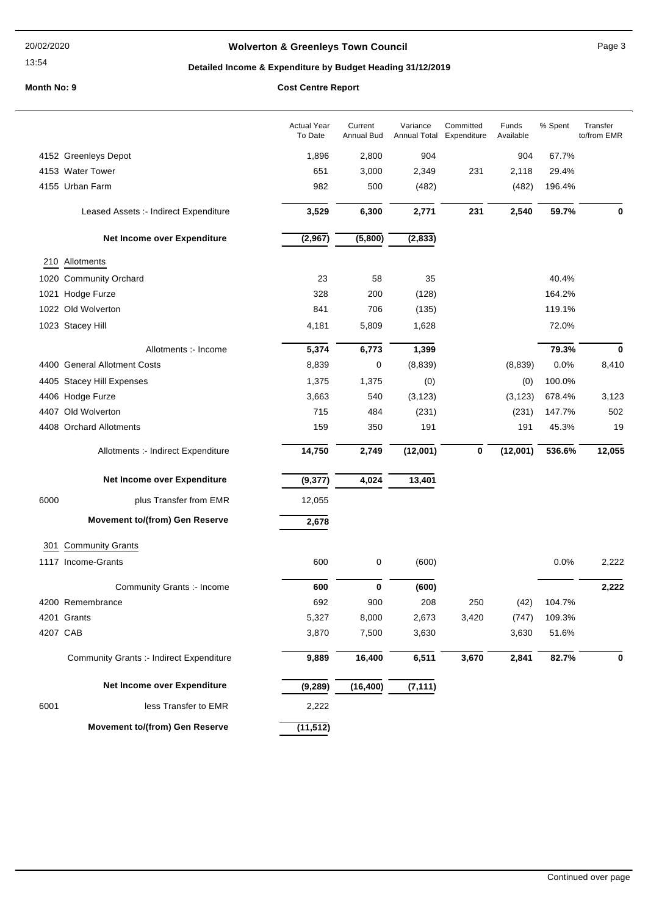# Wolverton & Greenleys Town Council

## Detailed Income & Expenditure by Budget Heading 31/12/2019

**Month No: 9** — **Cost Centre Report**

| | Actual Year To Date | Current Annual Bud | Variance Annual Total | Committed Expenditure | Funds Available | % Spent | Transfer to/from EMR |
|---|---|---|---|---|---|---|---|
| 4152 Greenleys Depot | 1,896 | 2,800 | 904 | | 904 | 67.7% | |
| 4153 Water Tower | 651 | 3,000 | 2,349 | 231 | 2,118 | 29.4% | |
| 4155 Urban Farm | 982 | 500 | (482) | | (482) | 196.4% | |
| **Leased Assets :- Indirect Expenditure** | **3,529** | **6,300** | **2,771** | **231** | **2,540** | **59.7%** | **0** |
| **Net Income over Expenditure** | **(2,967)** | **(5,800)** | **(2,833)** | | | | |
| 210 Allotments | | | | | | | |
| 1020 Community Orchard | 23 | 58 | 35 | | | 40.4% | |
| 1021 Hodge Furze | 328 | 200 | (128) | | | 164.2% | |
| 1022 Old Wolverton | 841 | 706 | (135) | | | 119.1% | |
| 1023 Stacey Hill | 4,181 | 5,809 | 1,628 | | | 72.0% | |
| Allotments :- Income | **5,374** | **6,773** | **1,399** | | | **79.3%** | **0** |
| 4400 General Allotment Costs | 8,839 | 0 | (8,839) | | (8,839) | 0.0% | 8,410 |
| 4405 Stacey Hill Expenses | 1,375 | 1,375 | (0) | | (0) | 100.0% | |
| 4406 Hodge Furze | 3,663 | 540 | (3,123) | | (3,123) | 678.4% | 3,123 |
| 4407 Old Wolverton | 715 | 484 | (231) | | (231) | 147.7% | 502 |
| 4408 Orchard Allotments | 159 | 350 | 191 | | 191 | 45.3% | 19 |
| Allotments :- Indirect Expenditure | **14,750** | **2,749** | **(12,001)** | **0** | **(12,001)** | **536.6%** | **12,055** |
| **Net Income over Expenditure** | **(9,377)** | **4,024** | **13,401** | | | | |
| 6000 plus Transfer from EMR | 12,055 | | | | | | |
| **Movement to/(from) Gen Reserve** | **2,678** | | | | | | |
| 301 Community Grants | | | | | | | |
| 1117 Income-Grants | 600 | 0 | (600) | | | 0.0% | 2,222 |
| Community Grants :- Income | **600** | **0** | **(600)** | | | | **2,222** |
| 4200 Remembrance | 692 | 900 | 208 | 250 | (42) | 104.7% | |
| 4201 Grants | 5,327 | 8,000 | 2,673 | 3,420 | (747) | 109.3% | |
| 4207 CAB | 3,870 | 7,500 | 3,630 | | 3,630 | 51.6% | |
| Community Grants :- Indirect Expenditure | **9,889** | **16,400** | **6,511** | **3,670** | **2,841** | **82.7%** | **0** |
| **Net Income over Expenditure** | **(9,289)** | **(16,400)** | **(7,111)** | | | | |
| 6001 less Transfer to EMR | 2,222 | | | | | | |
| **Movement to/(from) Gen Reserve** | **(11,512)** | | | | | | |

Continued over page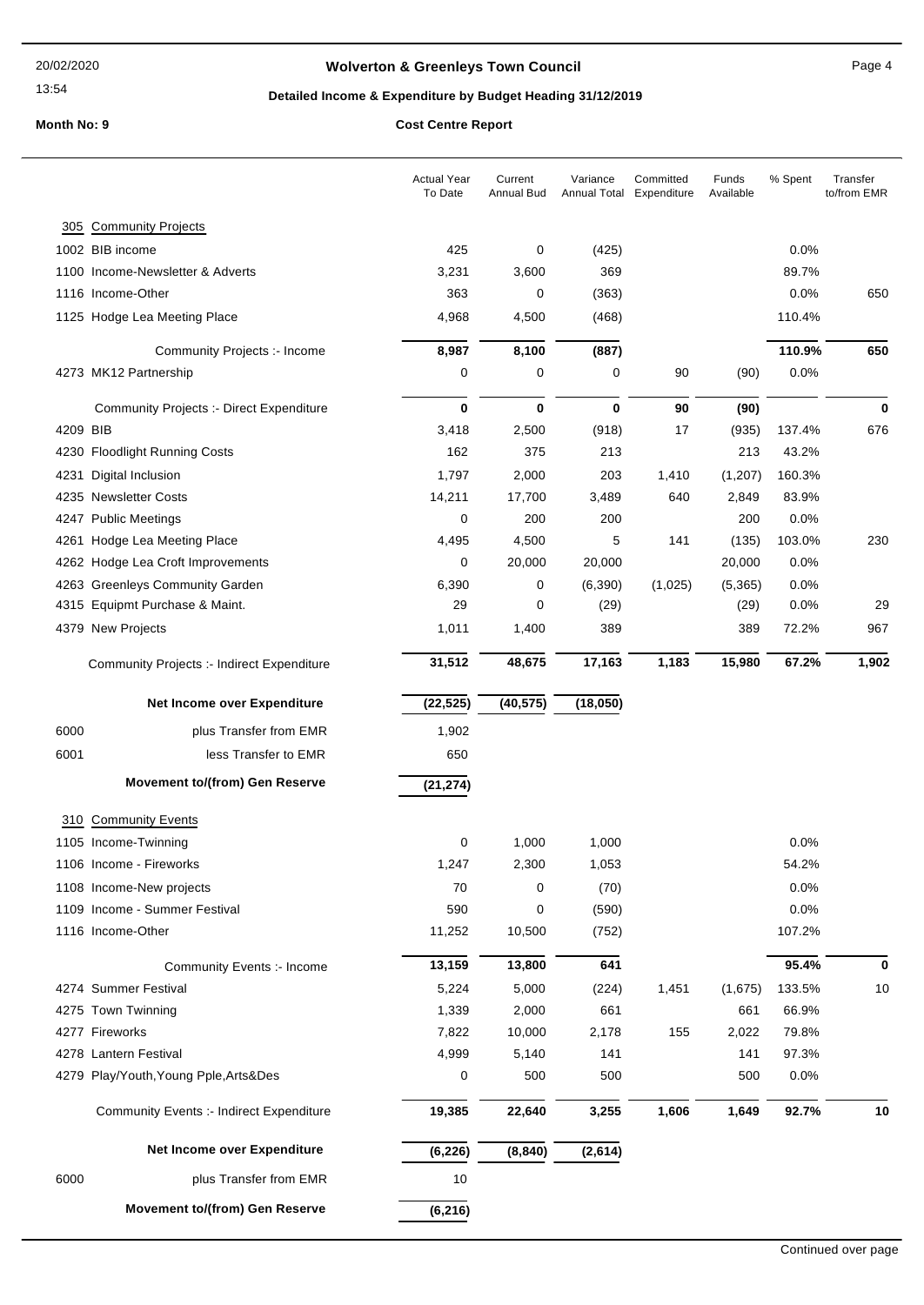# Wolverton & Greenleys Town Council

## Detailed Income & Expenditure by Budget Heading 31/12/2019

**Month No: 9** — **Cost Centre Report**

| | Actual Year To Date | Current Annual Bud | Variance Annual Total | Committed Expenditure | Funds Available | % Spent | Transfer to/from EMR |
|---|---|---|---|---|---|---|---|
| **305 Community Projects** | | | | | | | |
| 1002 BIB income | 425 | 0 | (425) | | | 0.0% | |
| 1100 Income-Newsletter & Adverts | 3,231 | 3,600 | 369 | | | 89.7% | |
| 1116 Income-Other | 363 | 0 | (363) | | | 0.0% | 650 |
| 1125 Hodge Lea Meeting Place | 4,968 | 4,500 | (468) | | | 110.4% | |
| Community Projects :- Income | **8,987** | **8,100** | **(887)** | | | **110.9%** | **650** |
| 4273 MK12 Partnership | 0 | 0 | 0 | 90 | (90) | 0.0% | |
| Community Projects :- Direct Expenditure | **0** | **0** | **0** | **90** | **(90)** | | **0** |
| 4209 BIB | 3,418 | 2,500 | (918) | 17 | (935) | 137.4% | 676 |
| 4230 Floodlight Running Costs | 162 | 375 | 213 | | 213 | 43.2% | |
| 4231 Digital Inclusion | 1,797 | 2,000 | 203 | 1,410 | (1,207) | 160.3% | |
| 4235 Newsletter Costs | 14,211 | 17,700 | 3,489 | 640 | 2,849 | 83.9% | |
| 4247 Public Meetings | 0 | 200 | 200 | | 200 | 0.0% | |
| 4261 Hodge Lea Meeting Place | 4,495 | 4,500 | 5 | 141 | (135) | 103.0% | 230 |
| 4262 Hodge Lea Croft Improvements | 0 | 20,000 | 20,000 | | 20,000 | 0.0% | |
| 4263 Greenleys Community Garden | 6,390 | 0 | (6,390) | (1,025) | (5,365) | 0.0% | |
| 4315 Equipmt Purchase & Maint. | 29 | 0 | (29) | | (29) | 0.0% | 29 |
| 4379 New Projects | 1,011 | 1,400 | 389 | | 389 | 72.2% | 967 |
| Community Projects :- Indirect Expenditure | **31,512** | **48,675** | **17,163** | **1,183** | **15,980** | **67.2%** | **1,902** |
| **Net Income over Expenditure** | **(22,525)** | **(40,575)** | **(18,050)** | | | | |
| 6000 plus Transfer from EMR | 1,902 | | | | | | |
| 6001 less Transfer to EMR | 650 | | | | | | |
| **Movement to/(from) Gen Reserve** | **(21,274)** | | | | | | |
| **310 Community Events** | | | | | | | |
| 1105 Income-Twinning | 0 | 1,000 | 1,000 | | | 0.0% | |
| 1106 Income - Fireworks | 1,247 | 2,300 | 1,053 | | | 54.2% | |
| 1108 Income-New projects | 70 | 0 | (70) | | | 0.0% | |
| 1109 Income - Summer Festival | 590 | 0 | (590) | | | 0.0% | |
| 1116 Income-Other | 11,252 | 10,500 | (752) | | | 107.2% | |
| Community Events :- Income | **13,159** | **13,800** | **641** | | | **95.4%** | **0** |
| 4274 Summer Festival | 5,224 | 5,000 | (224) | 1,451 | (1,675) | 133.5% | 10 |
| 4275 Town Twinning | 1,339 | 2,000 | 661 | | 661 | 66.9% | |
| 4277 Fireworks | 7,822 | 10,000 | 2,178 | 155 | 2,022 | 79.8% | |
| 4278 Lantern Festival | 4,999 | 5,140 | 141 | | 141 | 97.3% | |
| 4279 Play/Youth,Young Pple,Arts&Des | 0 | 500 | 500 | | 500 | 0.0% | |
| Community Events :- Indirect Expenditure | **19,385** | **22,640** | **3,255** | **1,606** | **1,649** | **92.7%** | **10** |
| **Net Income over Expenditure** | **(6,226)** | **(8,840)** | **(2,614)** | | | | |
| 6000 plus Transfer from EMR | 10 | | | | | | |
| **Movement to/(from) Gen Reserve** | **(6,216)** | | | | | | |

Continued over page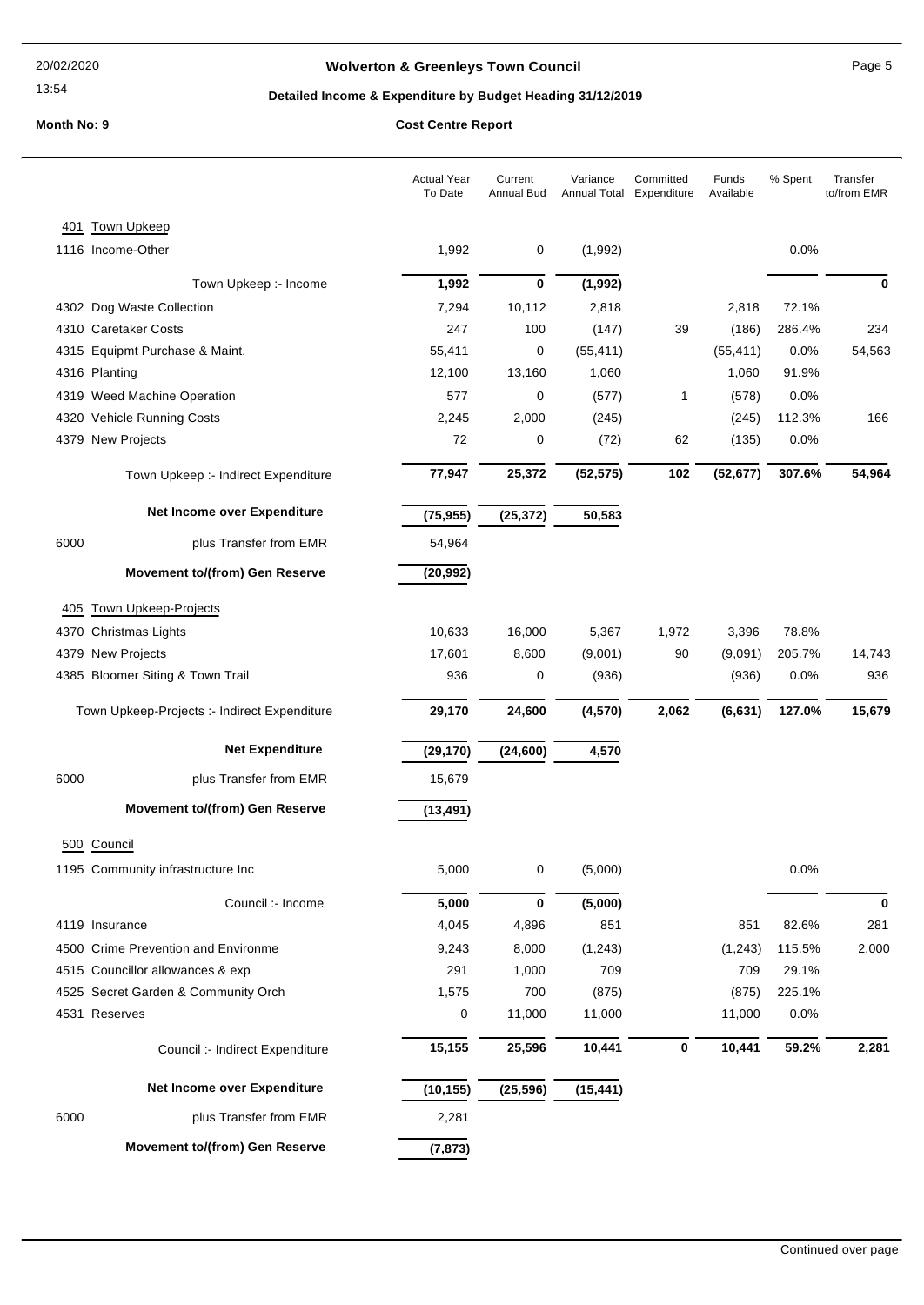## Wolverton & Greenleys Town Council

### Detailed Income & Expenditure by Budget Heading 31/12/2019

**Month No: 9** **Cost Centre Report**

| | Actual Year To Date | Current Annual Bud | Variance Annual Total | Committed Expenditure | Funds Available | % Spent | Transfer to/from EMR |
|---|---|---|---|---|---|---|---|
| **401 Town Upkeep** | | | | | | | |
| 1116 Income-Other | 1,992 | 0 | (1,992) | | | 0.0% | |
| Town Upkeep :- Income | **1,992** | **0** | **(1,992)** | | | | **0** |
| 4302 Dog Waste Collection | 7,294 | 10,112 | 2,818 | | 2,818 | 72.1% | |
| 4310 Caretaker Costs | 247 | 100 | (147) | 39 | (186) | 286.4% | 234 |
| 4315 Equipmt Purchase & Maint. | 55,411 | 0 | (55,411) | | (55,411) | 0.0% | 54,563 |
| 4316 Planting | 12,100 | 13,160 | 1,060 | | 1,060 | 91.9% | |
| 4319 Weed Machine Operation | 577 | 0 | (577) | 1 | (578) | 0.0% | |
| 4320 Vehicle Running Costs | 2,245 | 2,000 | (245) | | (245) | 112.3% | 166 |
| 4379 New Projects | 72 | 0 | (72) | 62 | (135) | 0.0% | |
| Town Upkeep :- Indirect Expenditure | **77,947** | **25,372** | **(52,575)** | **102** | **(52,677)** | **307.6%** | **54,964** |
| **Net Income over Expenditure** | **(75,955)** | **(25,372)** | **50,583** | | | | |
| 6000 plus Transfer from EMR | 54,964 | | | | | | |
| **Movement to/(from) Gen Reserve** | **(20,992)** | | | | | | |
| **405 Town Upkeep-Projects** | | | | | | | |
| 4370 Christmas Lights | 10,633 | 16,000 | 5,367 | 1,972 | 3,396 | 78.8% | |
| 4379 New Projects | 17,601 | 8,600 | (9,001) | 90 | (9,091) | 205.7% | 14,743 |
| 4385 Bloomer Siting & Town Trail | 936 | 0 | (936) | | (936) | 0.0% | 936 |
| Town Upkeep-Projects :- Indirect Expenditure | **29,170** | **24,600** | **(4,570)** | **2,062** | **(6,631)** | **127.0%** | **15,679** |
| **Net Expenditure** | **(29,170)** | **(24,600)** | **4,570** | | | | |
| 6000 plus Transfer from EMR | 15,679 | | | | | | |
| **Movement to/(from) Gen Reserve** | **(13,491)** | | | | | | |
| **500 Council** | | | | | | | |
| 1195 Community infrastructure Inc | 5,000 | 0 | (5,000) | | | 0.0% | |
| Council :- Income | **5,000** | **0** | **(5,000)** | | | | **0** |
| 4119 Insurance | 4,045 | 4,896 | 851 | | 851 | 82.6% | 281 |
| 4500 Crime Prevention and Environme | 9,243 | 8,000 | (1,243) | | (1,243) | 115.5% | 2,000 |
| 4515 Councillor allowances & exp | 291 | 1,000 | 709 | | 709 | 29.1% | |
| 4525 Secret Garden & Community Orch | 1,575 | 700 | (875) | | (875) | 225.1% | |
| 4531 Reserves | 0 | 11,000 | 11,000 | | 11,000 | 0.0% | |
| Council :- Indirect Expenditure | **15,155** | **25,596** | **10,441** | **0** | **10,441** | **59.2%** | **2,281** |
| **Net Income over Expenditure** | **(10,155)** | **(25,596)** | **(15,441)** | | | | |
| 6000 plus Transfer from EMR | 2,281 | | | | | | |
| **Movement to/(from) Gen Reserve** | **(7,873)** | | | | | | |

Continued over page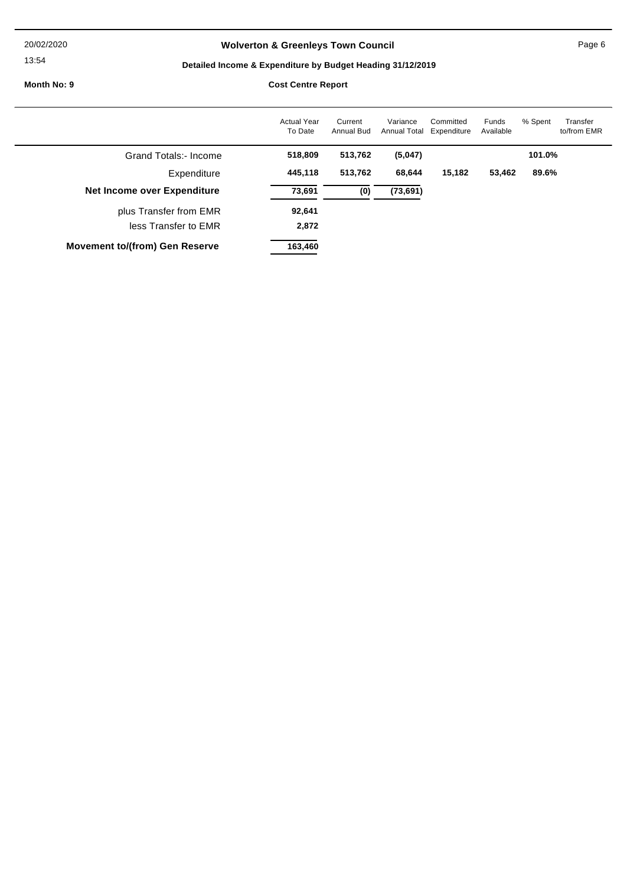# Wolverton & Greenleys Town Council

## Detailed Income & Expenditure by Budget Heading 31/12/2019

**Month No: 9**

**Cost Centre Report**

| | Actual Year To Date | Current Annual Bud | Variance Annual Total | Committed Expenditure | Funds Available | % Spent | Transfer to/from EMR |
|---|---|---|---|---|---|---|---|
| Grand Totals:- Income | **518,809** | **513,762** | **(5,047)** | | | **101.0%** | |
| Expenditure | **445,118** | **513,762** | **68,644** | **15,182** | **53,462** | **89.6%** | |
| **Net Income over Expenditure** | **73,691** | **(0)** | **(73,691)** | | | | |
| plus Transfer from EMR | **92,641** | | | | | | |
| less Transfer to EMR | **2,872** | | | | | | |
| **Movement to/(from) Gen Reserve** | **163,460** | | | | | | |